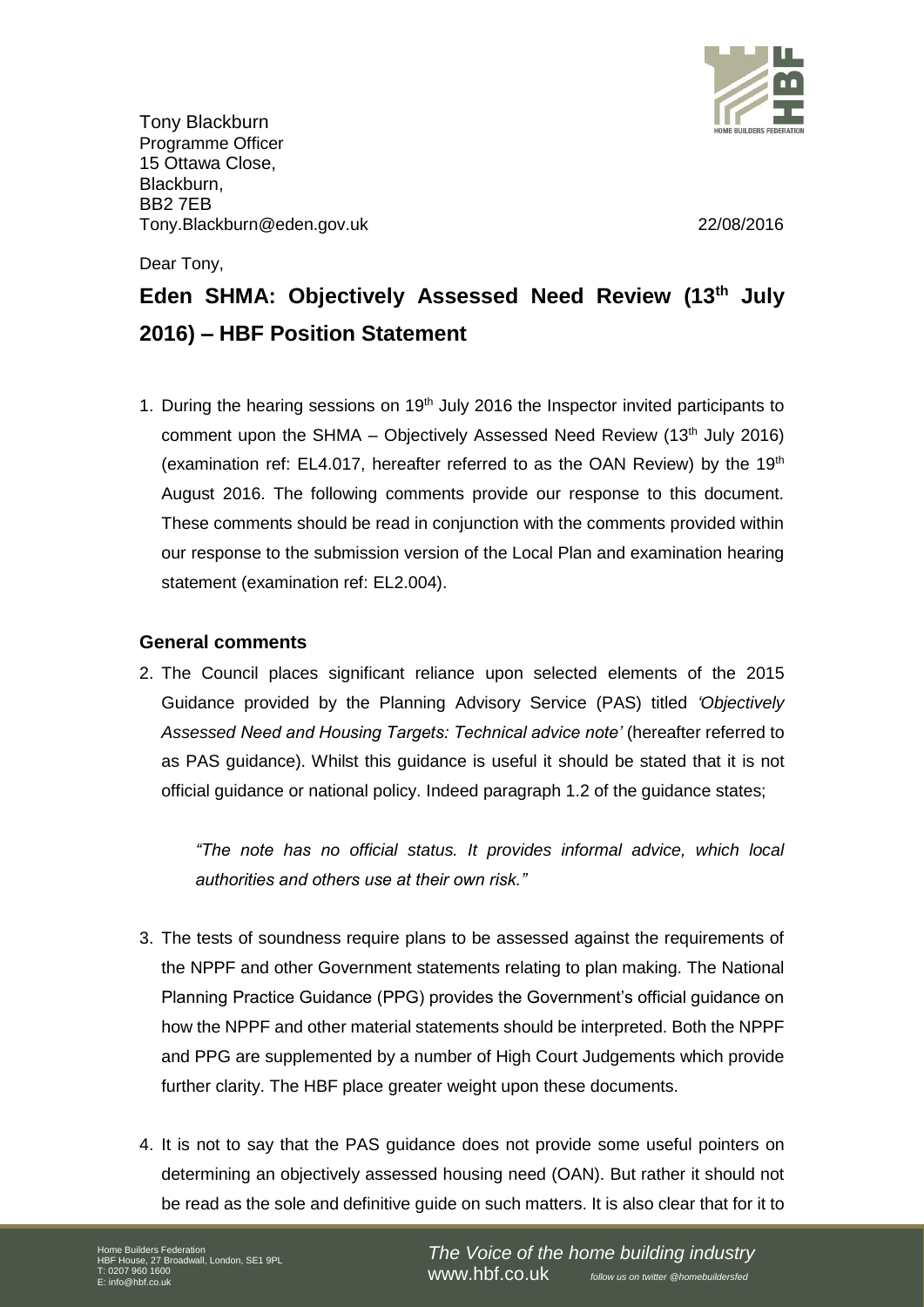Tony Blackburn
Programme Officer
15 Ottawa Close,
Blackburn,
BB2 7EB
Tony.Blackburn@eden.gov.uk

22/08/2016

Dear Tony,

# Eden SHMA: Objectively Assessed Need Review (13th July 2016) – HBF Position Statement

1. During the hearing sessions on 19th July 2016 the Inspector invited participants to comment upon the SHMA – Objectively Assessed Need Review (13th July 2016) (examination ref: EL4.017, hereafter referred to as the OAN Review) by the 19th August 2016. The following comments provide our response to this document. These comments should be read in conjunction with the comments provided within our response to the submission version of the Local Plan and examination hearing statement (examination ref: EL2.004).

## General comments

2. The Council places significant reliance upon selected elements of the 2015 Guidance provided by the Planning Advisory Service (PAS) titled *'Objectively Assessed Need and Housing Targets: Technical advice note'* (hereafter referred to as PAS guidance). Whilst this guidance is useful it should be stated that it is not official guidance or national policy. Indeed paragraph 1.2 of the guidance states;

   *"The note has no official status. It provides informal advice, which local authorities and others use at their own risk."*

3. The tests of soundness require plans to be assessed against the requirements of the NPPF and other Government statements relating to plan making. The National Planning Practice Guidance (PPG) provides the Government's official guidance on how the NPPF and other material statements should be interpreted. Both the NPPF and PPG are supplemented by a number of High Court Judgements which provide further clarity. The HBF place greater weight upon these documents.

4. It is not to say that the PAS guidance does not provide some useful pointers on determining an objectively assessed housing need (OAN). But rather it should not be read as the sole and definitive guide on such matters. It is also clear that for it to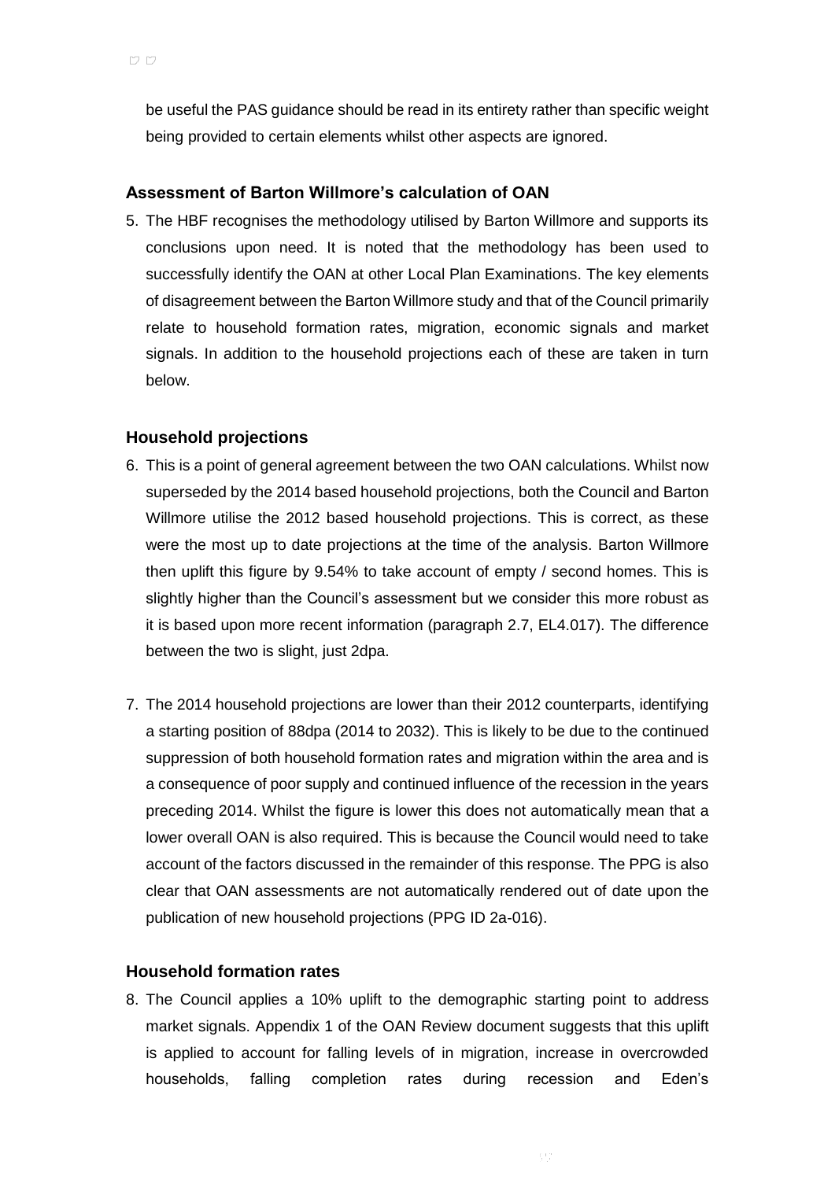be useful the PAS guidance should be read in its entirety rather than specific weight being provided to certain elements whilst other aspects are ignored.

### Assessment of Barton Willmore's calculation of OAN

5. The HBF recognises the methodology utilised by Barton Willmore and supports its conclusions upon need. It is noted that the methodology has been used to successfully identify the OAN at other Local Plan Examinations. The key elements of disagreement between the Barton Willmore study and that of the Council primarily relate to household formation rates, migration, economic signals and market signals. In addition to the household projections each of these are taken in turn below.

### Household projections

6. This is a point of general agreement between the two OAN calculations. Whilst now superseded by the 2014 based household projections, both the Council and Barton Willmore utilise the 2012 based household projections. This is correct, as these were the most up to date projections at the time of the analysis. Barton Willmore then uplift this figure by 9.54% to take account of empty / second homes. This is slightly higher than the Council's assessment but we consider this more robust as it is based upon more recent information (paragraph 2.7, EL4.017). The difference between the two is slight, just 2dpa.

7. The 2014 household projections are lower than their 2012 counterparts, identifying a starting position of 88dpa (2014 to 2032). This is likely to be due to the continued suppression of both household formation rates and migration within the area and is a consequence of poor supply and continued influence of the recession in the years preceding 2014. Whilst the figure is lower this does not automatically mean that a lower overall OAN is also required. This is because the Council would need to take account of the factors discussed in the remainder of this response. The PPG is also clear that OAN assessments are not automatically rendered out of date upon the publication of new household projections (PPG ID 2a-016).

### Household formation rates

8. The Council applies a 10% uplift to the demographic starting point to address market signals. Appendix 1 of the OAN Review document suggests that this uplift is applied to account for falling levels of in migration, increase in overcrowded households, falling completion rates during recession and Eden's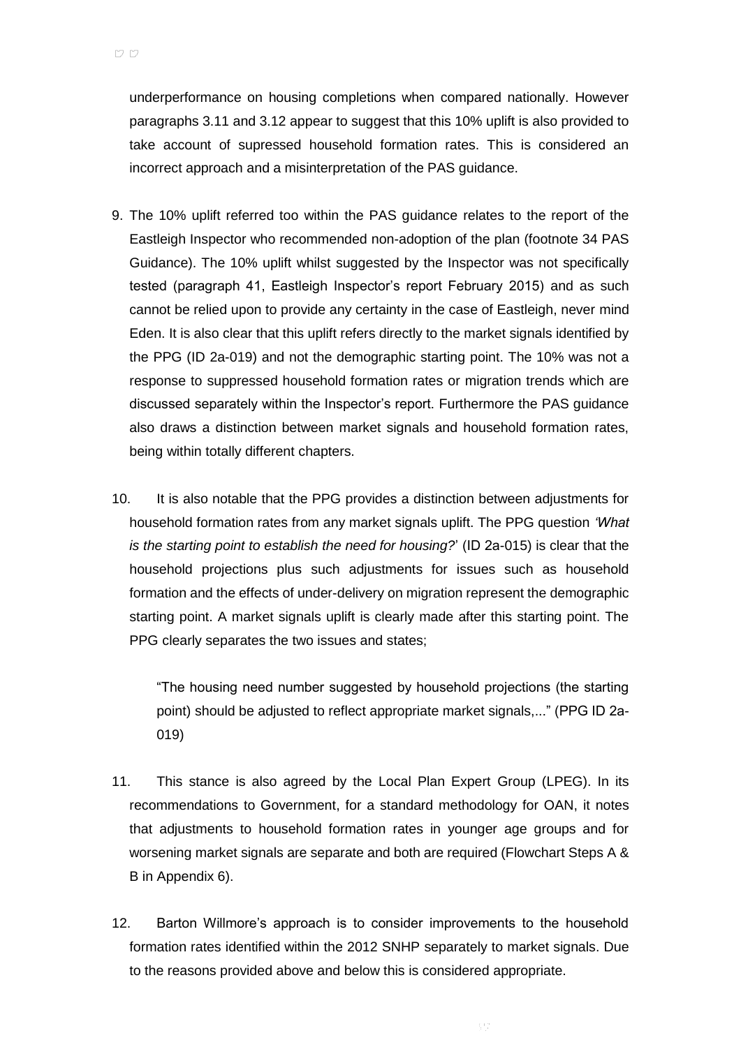underperformance on housing completions when compared nationally. However paragraphs 3.11 and 3.12 appear to suggest that this 10% uplift is also provided to take account of supressed household formation rates. This is considered an incorrect approach and a misinterpretation of the PAS guidance.

9. The 10% uplift referred too within the PAS guidance relates to the report of the Eastleigh Inspector who recommended non-adoption of the plan (footnote 34 PAS Guidance). The 10% uplift whilst suggested by the Inspector was not specifically tested (paragraph 41, Eastleigh Inspector's report February 2015) and as such cannot be relied upon to provide any certainty in the case of Eastleigh, never mind Eden. It is also clear that this uplift refers directly to the market signals identified by the PPG (ID 2a-019) and not the demographic starting point. The 10% was not a response to suppressed household formation rates or migration trends which are discussed separately within the Inspector's report. Furthermore the PAS guidance also draws a distinction between market signals and household formation rates, being within totally different chapters.

10. It is also notable that the PPG provides a distinction between adjustments for household formation rates from any market signals uplift. The PPG question *'What is the starting point to establish the need for housing?*' (ID 2a-015) is clear that the household projections plus such adjustments for issues such as household formation and the effects of under-delivery on migration represent the demographic starting point. A market signals uplift is clearly made after this starting point. The PPG clearly separates the two issues and states;

> "The housing need number suggested by household projections (the starting point) should be adjusted to reflect appropriate market signals,..." (PPG ID 2a-019)

11. This stance is also agreed by the Local Plan Expert Group (LPEG). In its recommendations to Government, for a standard methodology for OAN, it notes that adjustments to household formation rates in younger age groups and for worsening market signals are separate and both are required (Flowchart Steps A & B in Appendix 6).

12. Barton Willmore's approach is to consider improvements to the household formation rates identified within the 2012 SNHP separately to market signals. Due to the reasons provided above and below this is considered appropriate.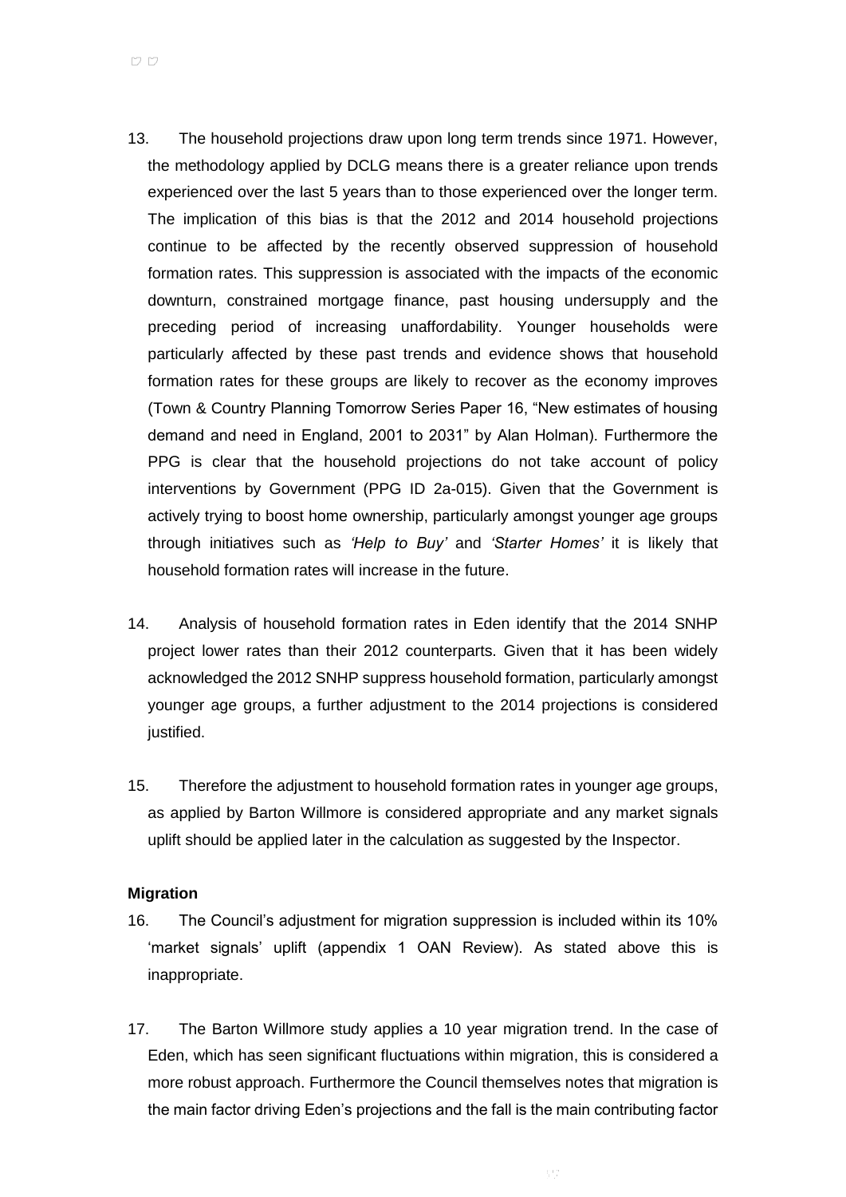13. The household projections draw upon long term trends since 1971. However, the methodology applied by DCLG means there is a greater reliance upon trends experienced over the last 5 years than to those experienced over the longer term. The implication of this bias is that the 2012 and 2014 household projections continue to be affected by the recently observed suppression of household formation rates. This suppression is associated with the impacts of the economic downturn, constrained mortgage finance, past housing undersupply and the preceding period of increasing unaffordability. Younger households were particularly affected by these past trends and evidence shows that household formation rates for these groups are likely to recover as the economy improves (Town & Country Planning Tomorrow Series Paper 16, "New estimates of housing demand and need in England, 2001 to 2031" by Alan Holman). Furthermore the PPG is clear that the household projections do not take account of policy interventions by Government (PPG ID 2a-015). Given that the Government is actively trying to boost home ownership, particularly amongst younger age groups through initiatives such as *'Help to Buy'* and *'Starter Homes'* it is likely that household formation rates will increase in the future.

14. Analysis of household formation rates in Eden identify that the 2014 SNHP project lower rates than their 2012 counterparts. Given that it has been widely acknowledged the 2012 SNHP suppress household formation, particularly amongst younger age groups, a further adjustment to the 2014 projections is considered justified.

15. Therefore the adjustment to household formation rates in younger age groups, as applied by Barton Willmore is considered appropriate and any market signals uplift should be applied later in the calculation as suggested by the Inspector.

**Migration**

16. The Council's adjustment for migration suppression is included within its 10% 'market signals' uplift (appendix 1 OAN Review). As stated above this is inappropriate.

17. The Barton Willmore study applies a 10 year migration trend. In the case of Eden, which has seen significant fluctuations within migration, this is considered a more robust approach. Furthermore the Council themselves notes that migration is the main factor driving Eden's projections and the fall is the main contributing factor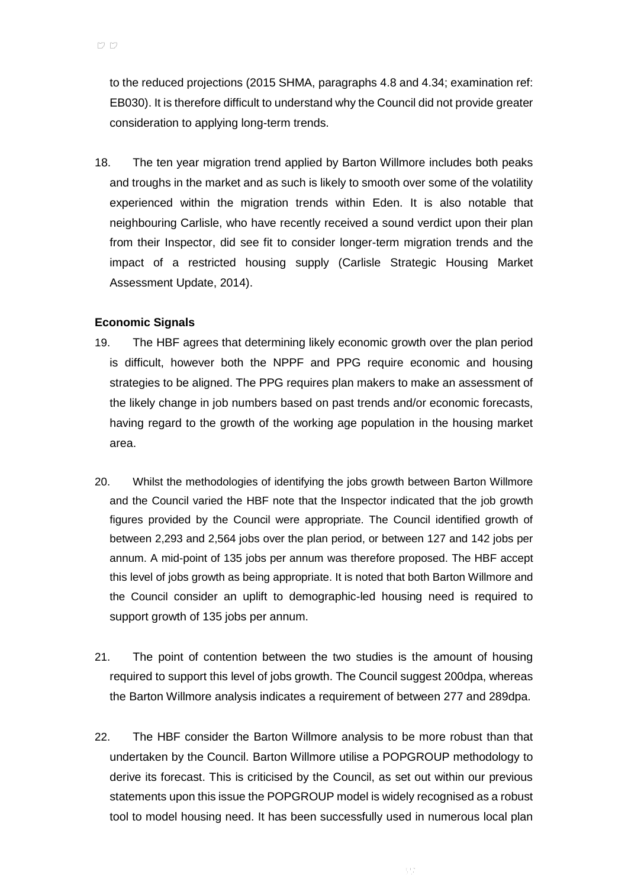to the reduced projections (2015 SHMA, paragraphs 4.8 and 4.34; examination ref: EB030). It is therefore difficult to understand why the Council did not provide greater consideration to applying long-term trends.

18. The ten year migration trend applied by Barton Willmore includes both peaks and troughs in the market and as such is likely to smooth over some of the volatility experienced within the migration trends within Eden. It is also notable that neighbouring Carlisle, who have recently received a sound verdict upon their plan from their Inspector, did see fit to consider longer-term migration trends and the impact of a restricted housing supply (Carlisle Strategic Housing Market Assessment Update, 2014).

**Economic Signals**

19. The HBF agrees that determining likely economic growth over the plan period is difficult, however both the NPPF and PPG require economic and housing strategies to be aligned. The PPG requires plan makers to make an assessment of the likely change in job numbers based on past trends and/or economic forecasts, having regard to the growth of the working age population in the housing market area.

20. Whilst the methodologies of identifying the jobs growth between Barton Willmore and the Council varied the HBF note that the Inspector indicated that the job growth figures provided by the Council were appropriate. The Council identified growth of between 2,293 and 2,564 jobs over the plan period, or between 127 and 142 jobs per annum. A mid-point of 135 jobs per annum was therefore proposed. The HBF accept this level of jobs growth as being appropriate. It is noted that both Barton Willmore and the Council consider an uplift to demographic-led housing need is required to support growth of 135 jobs per annum.

21. The point of contention between the two studies is the amount of housing required to support this level of jobs growth. The Council suggest 200dpa, whereas the Barton Willmore analysis indicates a requirement of between 277 and 289dpa.

22. The HBF consider the Barton Willmore analysis to be more robust than that undertaken by the Council. Barton Willmore utilise a POPGROUP methodology to derive its forecast. This is criticised by the Council, as set out within our previous statements upon this issue the POPGROUP model is widely recognised as a robust tool to model housing need. It has been successfully used in numerous local plan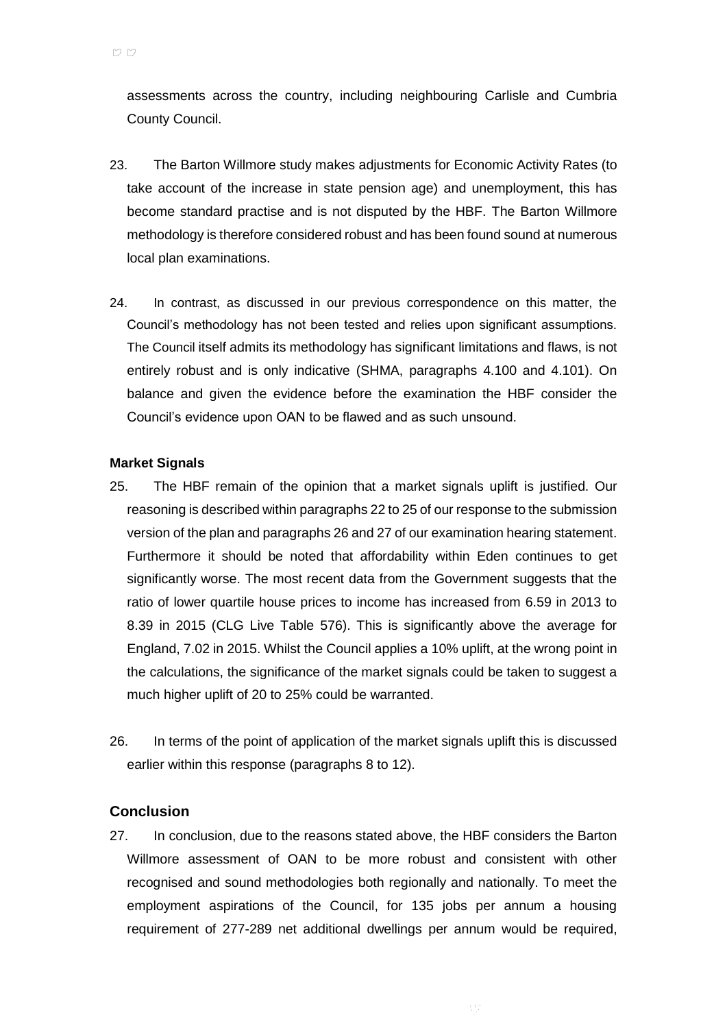assessments across the country, including neighbouring Carlisle and Cumbria County Council.

23. The Barton Willmore study makes adjustments for Economic Activity Rates (to take account of the increase in state pension age) and unemployment, this has become standard practise and is not disputed by the HBF. The Barton Willmore methodology is therefore considered robust and has been found sound at numerous local plan examinations.

24. In contrast, as discussed in our previous correspondence on this matter, the Council's methodology has not been tested and relies upon significant assumptions. The Council itself admits its methodology has significant limitations and flaws, is not entirely robust and is only indicative (SHMA, paragraphs 4.100 and 4.101). On balance and given the evidence before the examination the HBF consider the Council's evidence upon OAN to be flawed and as such unsound.

**Market Signals**

25. The HBF remain of the opinion that a market signals uplift is justified. Our reasoning is described within paragraphs 22 to 25 of our response to the submission version of the plan and paragraphs 26 and 27 of our examination hearing statement. Furthermore it should be noted that affordability within Eden continues to get significantly worse. The most recent data from the Government suggests that the ratio of lower quartile house prices to income has increased from 6.59 in 2013 to 8.39 in 2015 (CLG Live Table 576). This is significantly above the average for England, 7.02 in 2015. Whilst the Council applies a 10% uplift, at the wrong point in the calculations, the significance of the market signals could be taken to suggest a much higher uplift of 20 to 25% could be warranted.

26. In terms of the point of application of the market signals uplift this is discussed earlier within this response (paragraphs 8 to 12).

## Conclusion

27. In conclusion, due to the reasons stated above, the HBF considers the Barton Willmore assessment of OAN to be more robust and consistent with other recognised and sound methodologies both regionally and nationally. To meet the employment aspirations of the Council, for 135 jobs per annum a housing requirement of 277-289 net additional dwellings per annum would be required,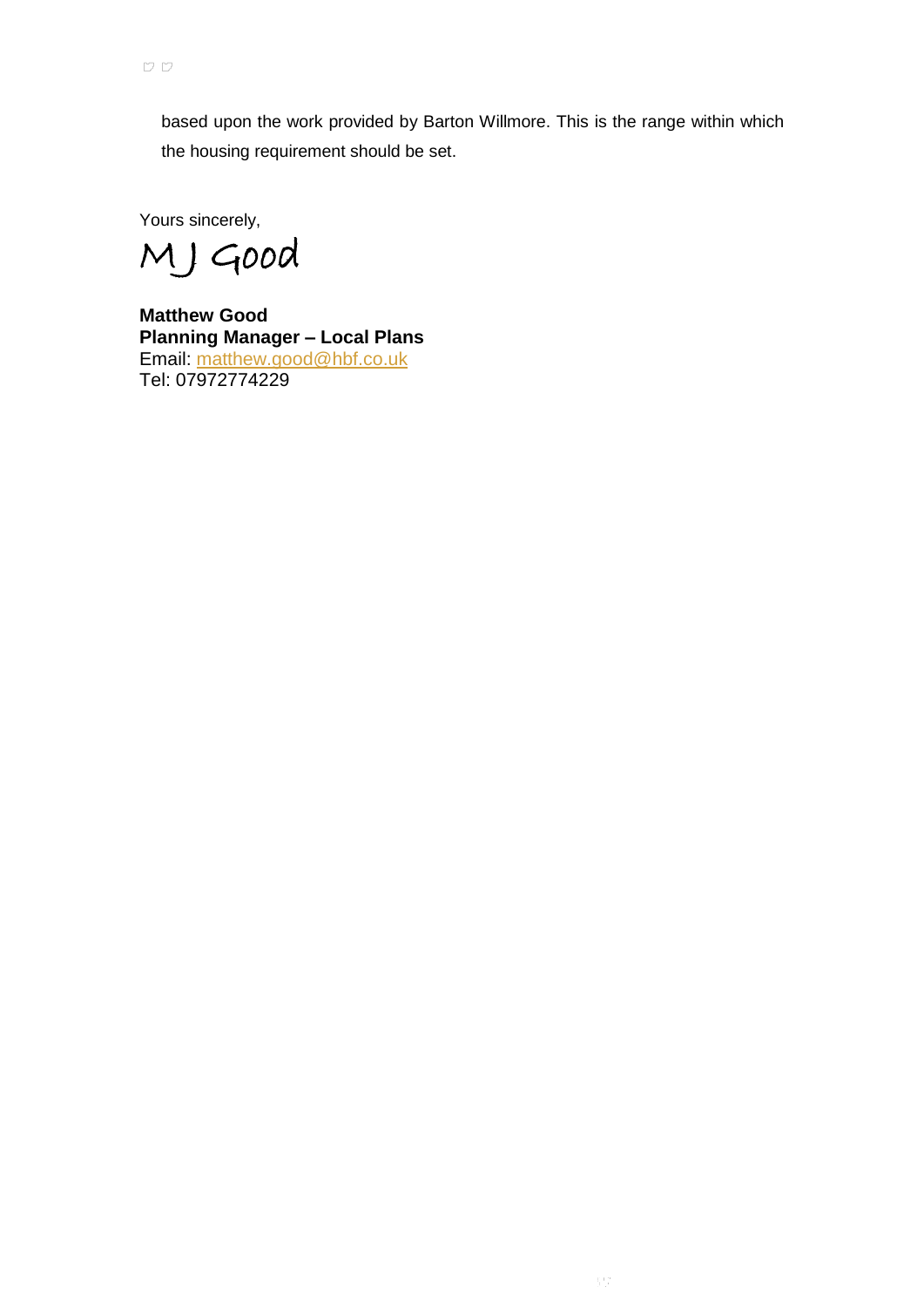based upon the work provided by Barton Willmore. This is the range within which the housing requirement should be set.

Yours sincerely,

MJ Good

**Matthew Good**
**Planning Manager – Local Plans**
Email: matthew.good@hbf.co.uk
Tel: 07972774229